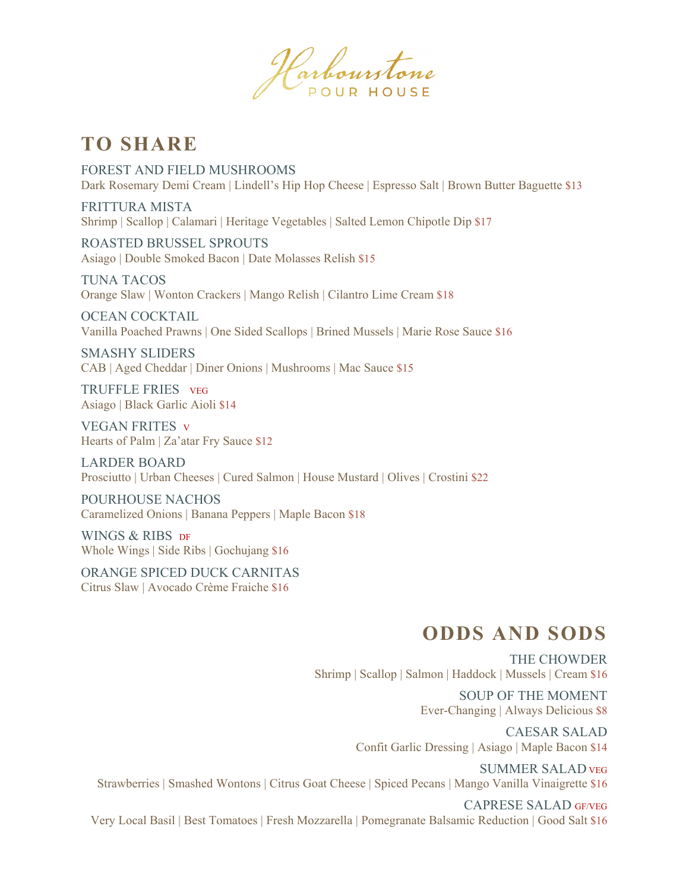# Harbourstone
POUR HOUSE

## TO SHARE

FOREST AND FIELD MUSHROOMS
Dark Rosemary Demi Cream | Lindell's Hip Hop Cheese | Espresso Salt | Brown Butter Baguette $13

FRITTURA MISTA
Shrimp | Scallop | Calamari | Heritage Vegetables | Salted Lemon Chipotle Dip $17

ROASTED BRUSSEL SPROUTS
Asiago | Double Smoked Bacon | Date Molasses Relish $15

TUNA TACOS
Orange Slaw | Wonton Crackers | Mango Relish | Cilantro Lime Cream $18

OCEAN COCKTAIL
Vanilla Poached Prawns | One Sided Scallops | Brined Mussels | Marie Rose Sauce $16

SMASHY SLIDERS
CAB | Aged Cheddar | Diner Onions | Mushrooms | Mac Sauce $15

TRUFFLE FRIES VEG
Asiago | Black Garlic Aioli $14

VEGAN FRITES V
Hearts of Palm | Za'atar Fry Sauce $12

LARDER BOARD
Prosciutto | Urban Cheeses | Cured Salmon | House Mustard | Olives | Crostini $22

POURHOUSE NACHOS
Caramelized Onions | Banana Peppers | Maple Bacon $18

WINGS & RIBS DF
Whole Wings | Side Ribs | Gochujang $16

ORANGE SPICED DUCK CARNITAS
Citrus Slaw | Avocado Crème Fraiche $16

## ODDS AND SODS

THE CHOWDER
Shrimp | Scallop | Salmon | Haddock | Mussels | Cream $16

SOUP OF THE MOMENT
Ever-Changing | Always Delicious $8

CAESAR SALAD
Confit Garlic Dressing | Asiago | Maple Bacon $14

SUMMER SALAD VEG
Strawberries | Smashed Wontons | Citrus Goat Cheese | Spiced Pecans | Mango Vanilla Vinaigrette $16

CAPRESE SALAD GF/VEG
Very Local Basil | Best Tomatoes | Fresh Mozzarella | Pomegranate Balsamic Reduction | Good Salt $16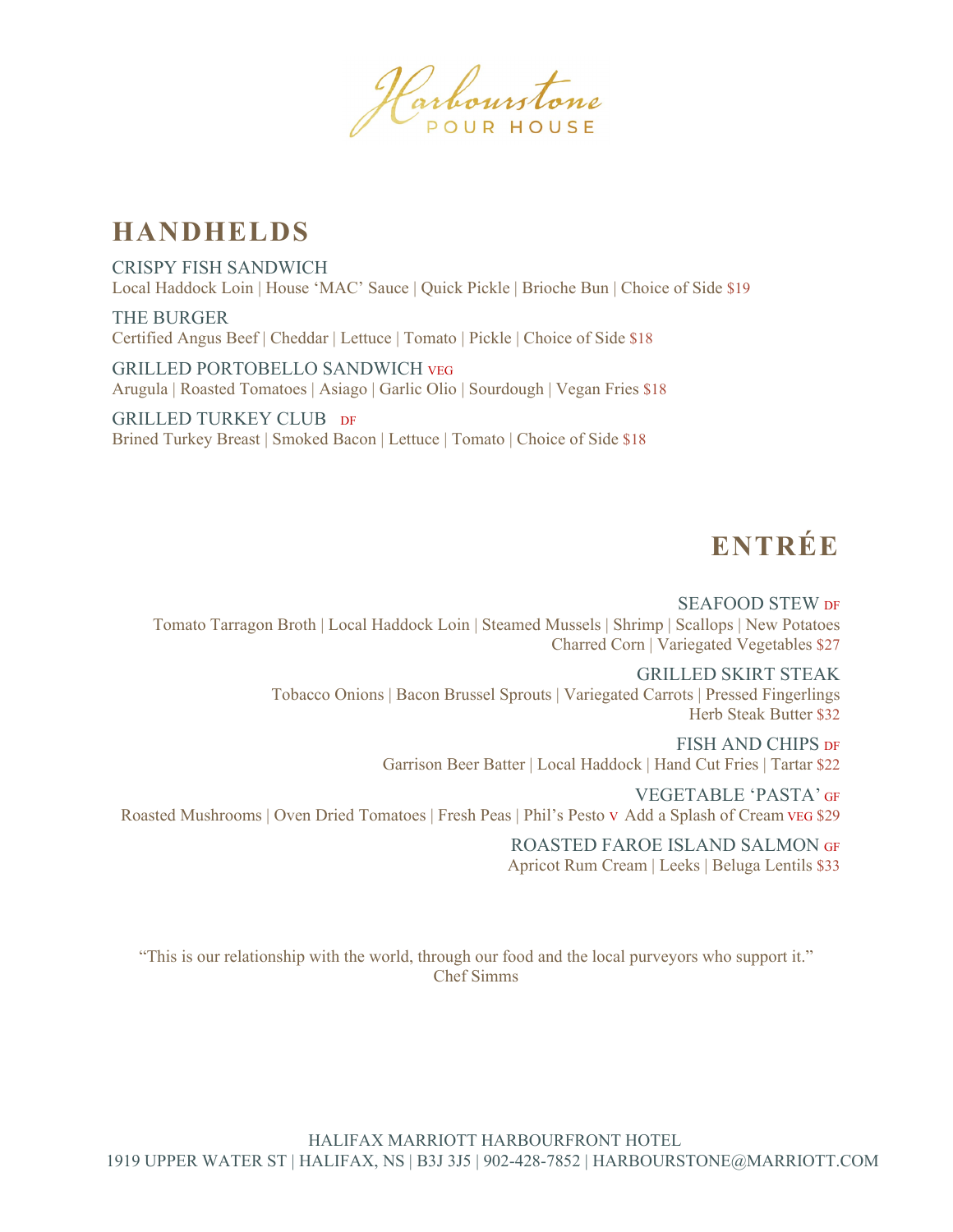Harbourstone
POUR HOUSE

## HANDHELDS

CRISPY FISH SANDWICH
Local Haddock Loin | House 'MAC' Sauce | Quick Pickle | Brioche Bun | Choice of Side $19

THE BURGER
Certified Angus Beef | Cheddar | Lettuce | Tomato | Pickle | Choice of Side $18

GRILLED PORTOBELLO SANDWICH VEG
Arugula | Roasted Tomatoes | Asiago | Garlic Olio | Sourdough | Vegan Fries $18

GRILLED TURKEY CLUB DF
Brined Turkey Breast | Smoked Bacon | Lettuce | Tomato | Choice of Side $18

## ENTRÉE

SEAFOOD STEW DF
Tomato Tarragon Broth | Local Haddock Loin | Steamed Mussels | Shrimp | Scallops | New Potatoes
Charred Corn | Variegated Vegetables $27

GRILLED SKIRT STEAK
Tobacco Onions | Bacon Brussel Sprouts | Variegated Carrots | Pressed Fingerlings
Herb Steak Butter $32

FISH AND CHIPS DF
Garrison Beer Batter | Local Haddock | Hand Cut Fries | Tartar $22

VEGETABLE 'PASTA' GF
Roasted Mushrooms | Oven Dried Tomatoes | Fresh Peas | Phil's Pesto V Add a Splash of Cream VEG $29

ROASTED FAROE ISLAND SALMON GF
Apricot Rum Cream | Leeks | Beluga Lentils $33

"This is our relationship with the world, through our food and the local purveyors who support it."
Chef Simms

HALIFAX MARRIOTT HARBOURFRONT HOTEL
1919 UPPER WATER ST | HALIFAX, NS | B3J 3J5 | 902-428-7852 | HARBOURSTONE@MARRIOTT.COM